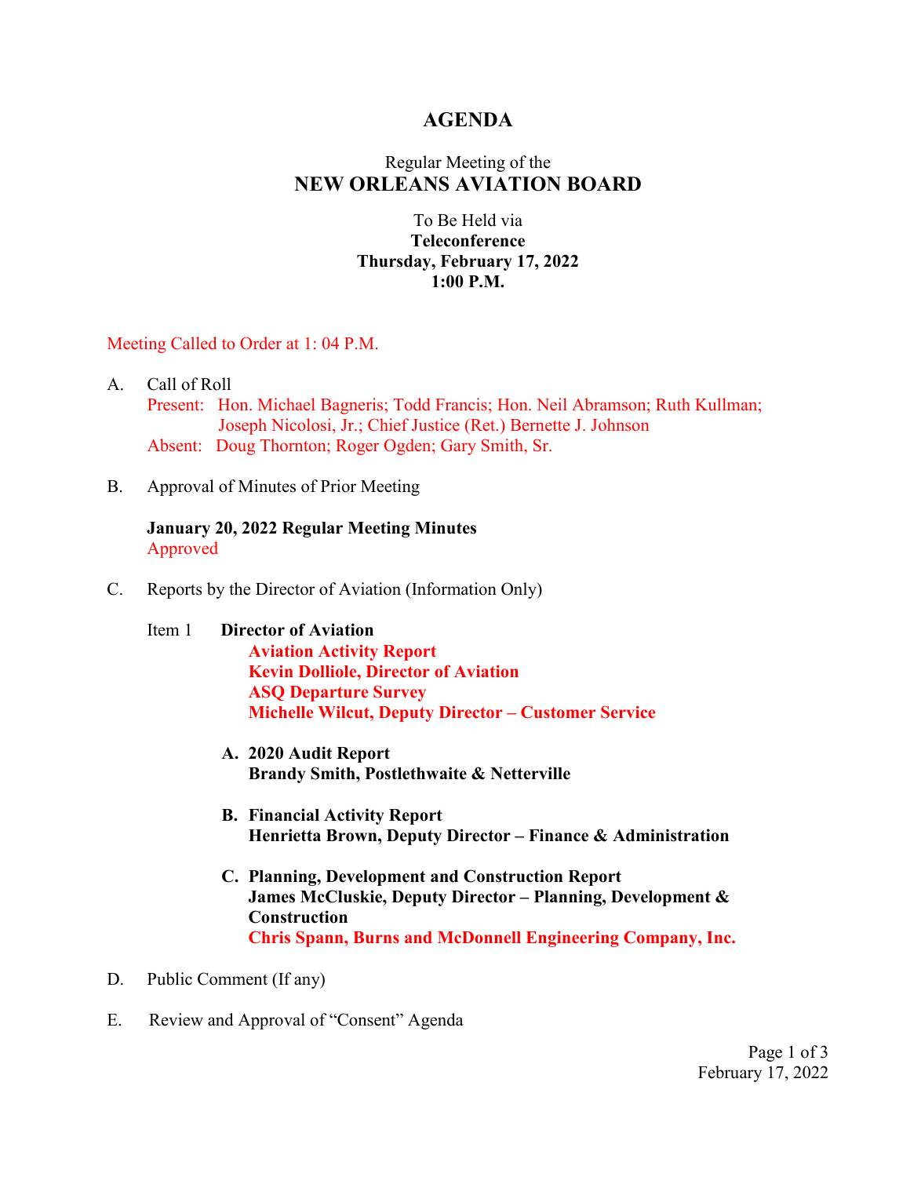# AGENDA

Regular Meeting of the
## NEW ORLEANS AVIATION BOARD

To Be Held via
**Teleconference**
**Thursday, February 17, 2022**
**1:00 P.M.**

Meeting Called to Order at 1: 04 P.M.

A. Call of Roll
   Present: Hon. Michael Bagneris; Todd Francis; Hon. Neil Abramson; Ruth Kullman; Joseph Nicolosi, Jr.; Chief Justice (Ret.) Bernette J. Johnson
   Absent: Doug Thornton; Roger Ogden; Gary Smith, Sr.

B. Approval of Minutes of Prior Meeting

   **January 20, 2022 Regular Meeting Minutes**
   Approved

C. Reports by the Director of Aviation (Information Only)

   Item 1 **Director of Aviation**
   **Aviation Activity Report**
   **Kevin Dolliole, Director of Aviation**
   **ASQ Departure Survey**
   **Michelle Wilcut, Deputy Director – Customer Service**

   **A. 2020 Audit Report**
   **Brandy Smith, Postlethwaite & Netterville**

   **B. Financial Activity Report**
   **Henrietta Brown, Deputy Director – Finance & Administration**

   **C. Planning, Development and Construction Report**
   **James McCluskie, Deputy Director – Planning, Development & Construction**
   **Chris Spann, Burns and McDonnell Engineering Company, Inc.**

D. Public Comment (If any)

E. Review and Approval of "Consent" Agenda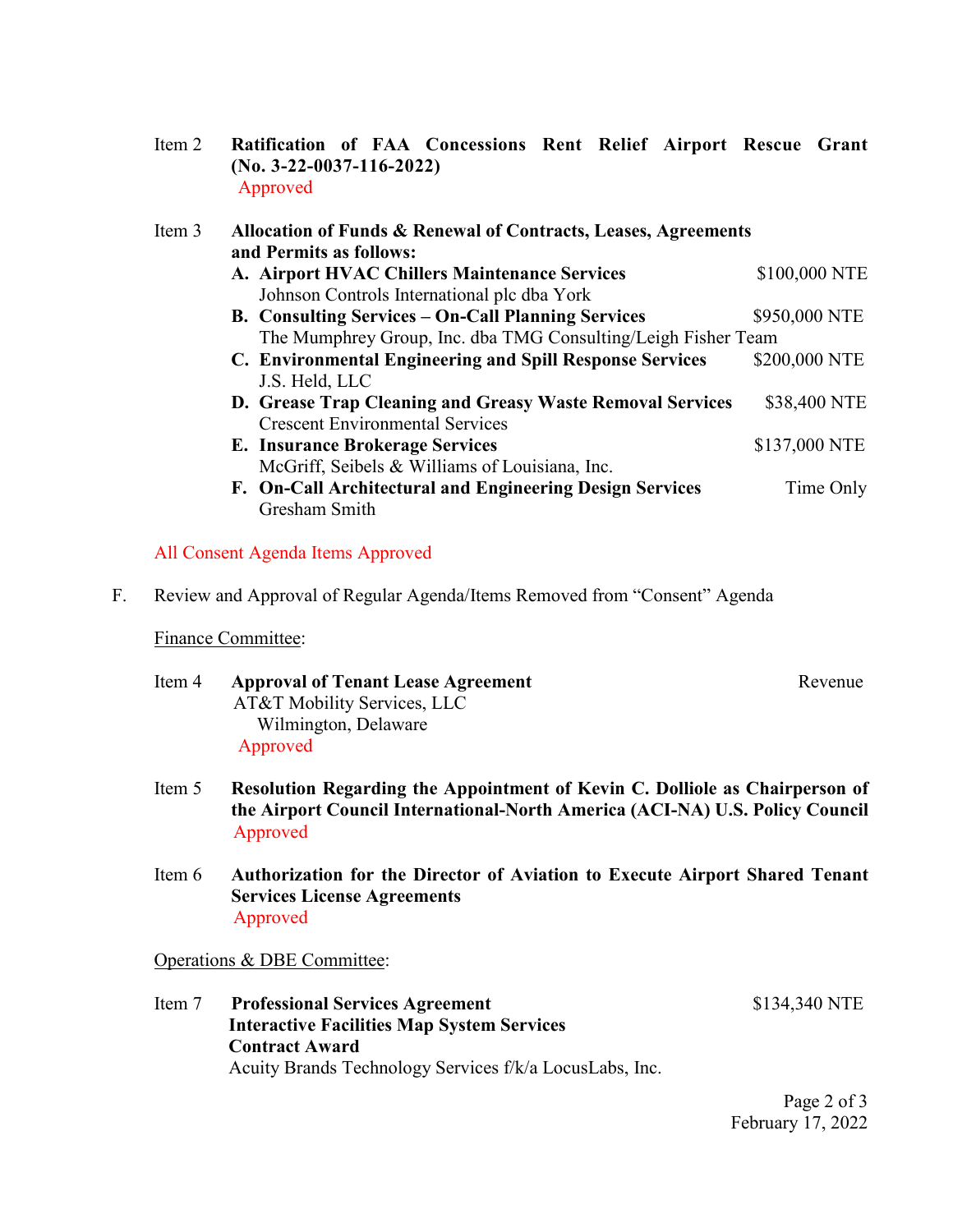Item 2 **Ratification of FAA Concessions Rent Relief Airport Rescue Grant (No. 3-22-0037-116-2022)**
Approved

Item 3 **Allocation of Funds & Renewal of Contracts, Leases, Agreements and Permits as follows:**

| | |
|---|---|
| **A. Airport HVAC Chillers Maintenance Services** Johnson Controls International plc dba York | $100,000 NTE |
| **B. Consulting Services – On-Call Planning Services** The Mumphrey Group, Inc. dba TMG Consulting/Leigh Fisher Team | $950,000 NTE |
| **C. Environmental Engineering and Spill Response Services** J.S. Held, LLC | $200,000 NTE |
| **D. Grease Trap Cleaning and Greasy Waste Removal Services** Crescent Environmental Services | $38,400 NTE |
| **E. Insurance Brokerage Services** McGriff, Seibels & Williams of Louisiana, Inc. | $137,000 NTE |
| **F. On-Call Architectural and Engineering Design Services** Gresham Smith | Time Only |

All Consent Agenda Items Approved

F. Review and Approval of Regular Agenda/Items Removed from "Consent" Agenda

Finance Committee:

Item 4 **Approval of Tenant Lease Agreement** — Revenue
AT&T Mobility Services, LLC
Wilmington, Delaware
Approved

Item 5 **Resolution Regarding the Appointment of Kevin C. Dolliole as Chairperson of the Airport Council International-North America (ACI-NA) U.S. Policy Council**
Approved

Item 6 **Authorization for the Director of Aviation to Execute Airport Shared Tenant Services License Agreements**
Approved

Operations & DBE Committee:

Item 7 **Professional Services Agreement** — $134,340 NTE
**Interactive Facilities Map System Services**
**Contract Award**
Acuity Brands Technology Services f/k/a LocusLabs, Inc.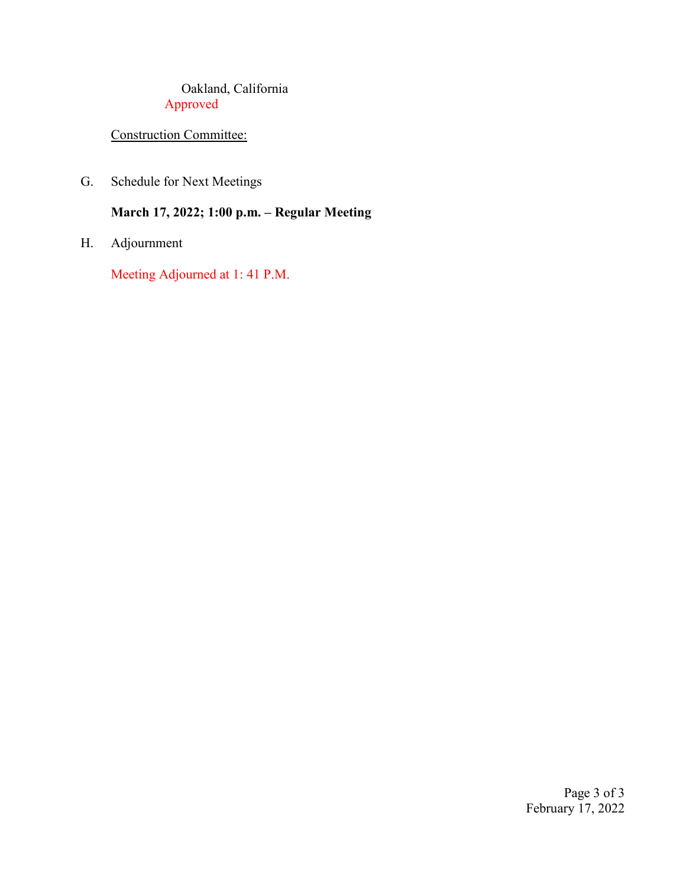Oakland, California
Approved

Construction Committee:

G. Schedule for Next Meetings

**March 17, 2022; 1:00 p.m. – Regular Meeting**

H. Adjournment

Meeting Adjourned at 1: 41 P.M.